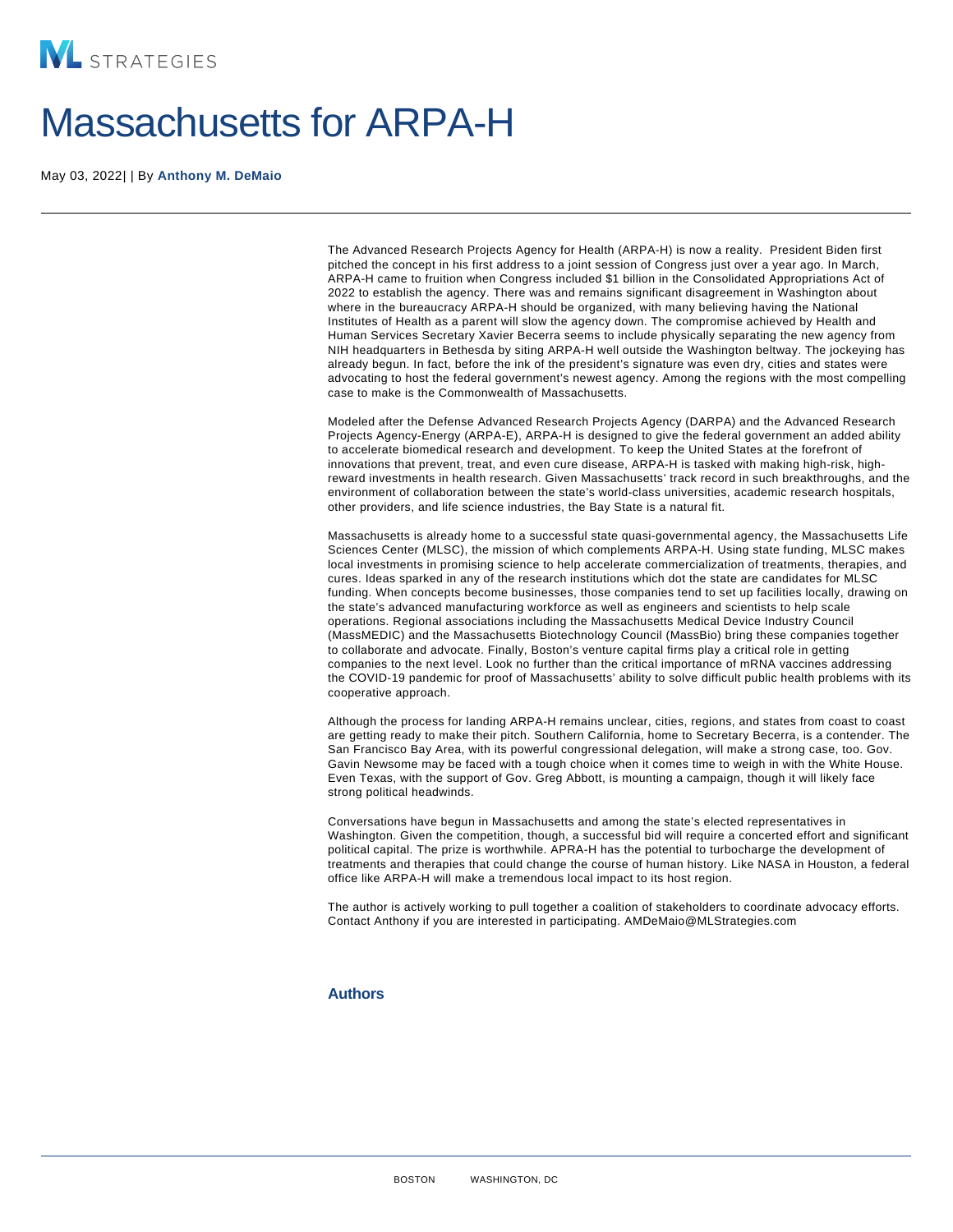# Massachusetts for ARPA-H

May 03, 2022| | By **Anthony M. DeMaio**

---

The Advanced Research Projects Agency for Health (ARPA-H) is now a reality. President Biden first pitched the concept in his first address to a joint session of Congress just over a year ago. In March, ARPA-H came to fruition when Congress included $1 billion in the Consolidated Appropriations Act of 2022 to establish the agency. There was and remains significant disagreement in Washington about where in the bureaucracy ARPA-H should be organized, with many believing having the National Institutes of Health as a parent will slow the agency down. The compromise achieved by Health and Human Services Secretary Xavier Becerra seems to include physically separating the new agency from NIH headquarters in Bethesda by siting ARPA-H well outside the Washington beltway. The jockeying has already begun. In fact, before the ink of the president's signature was even dry, cities and states were advocating to host the federal government's newest agency. Among the regions with the most compelling case to make is the Commonwealth of Massachusetts.

Modeled after the Defense Advanced Research Projects Agency (DARPA) and the Advanced Research Projects Agency-Energy (ARPA-E), ARPA-H is designed to give the federal government an added ability to accelerate biomedical research and development. To keep the United States at the forefront of innovations that prevent, treat, and even cure disease, ARPA-H is tasked with making high-risk, high-reward investments in health research. Given Massachusetts' track record in such breakthroughs, and the environment of collaboration between the state's world-class universities, academic research hospitals, other providers, and life science industries, the Bay State is a natural fit.

Massachusetts is already home to a successful state quasi-governmental agency, the Massachusetts Life Sciences Center (MLSC), the mission of which complements ARPA-H. Using state funding, MLSC makes local investments in promising science to help accelerate commercialization of treatments, therapies, and cures. Ideas sparked in any of the research institutions which dot the state are candidates for MLSC funding. When concepts become businesses, those companies tend to set up facilities locally, drawing on the state's advanced manufacturing workforce as well as engineers and scientists to help scale operations. Regional associations including the Massachusetts Medical Device Industry Council (MassMEDIC) and the Massachusetts Biotechnology Council (MassBio) bring these companies together to collaborate and advocate. Finally, Boston's venture capital firms play a critical role in getting companies to the next level. Look no further than the critical importance of mRNA vaccines addressing the COVID-19 pandemic for proof of Massachusetts' ability to solve difficult public health problems with its cooperative approach.

Although the process for landing ARPA-H remains unclear, cities, regions, and states from coast to coast are getting ready to make their pitch. Southern California, home to Secretary Becerra, is a contender. The San Francisco Bay Area, with its powerful congressional delegation, will make a strong case, too. Gov. Gavin Newsome may be faced with a tough choice when it comes time to weigh in with the White House. Even Texas, with the support of Gov. Greg Abbott, is mounting a campaign, though it will likely face strong political headwinds.

Conversations have begun in Massachusetts and among the state's elected representatives in Washington. Given the competition, though, a successful bid will require a concerted effort and significant political capital. The prize is worthwhile. APRA-H has the potential to turbocharge the development of treatments and therapies that could change the course of human history. Like NASA in Houston, a federal office like ARPA-H will make a tremendous local impact to its host region.

The author is actively working to pull together a coalition of stakeholders to coordinate advocacy efforts. Contact Anthony if you are interested in participating. AMDeMaio@MLStrategies.com

### Authors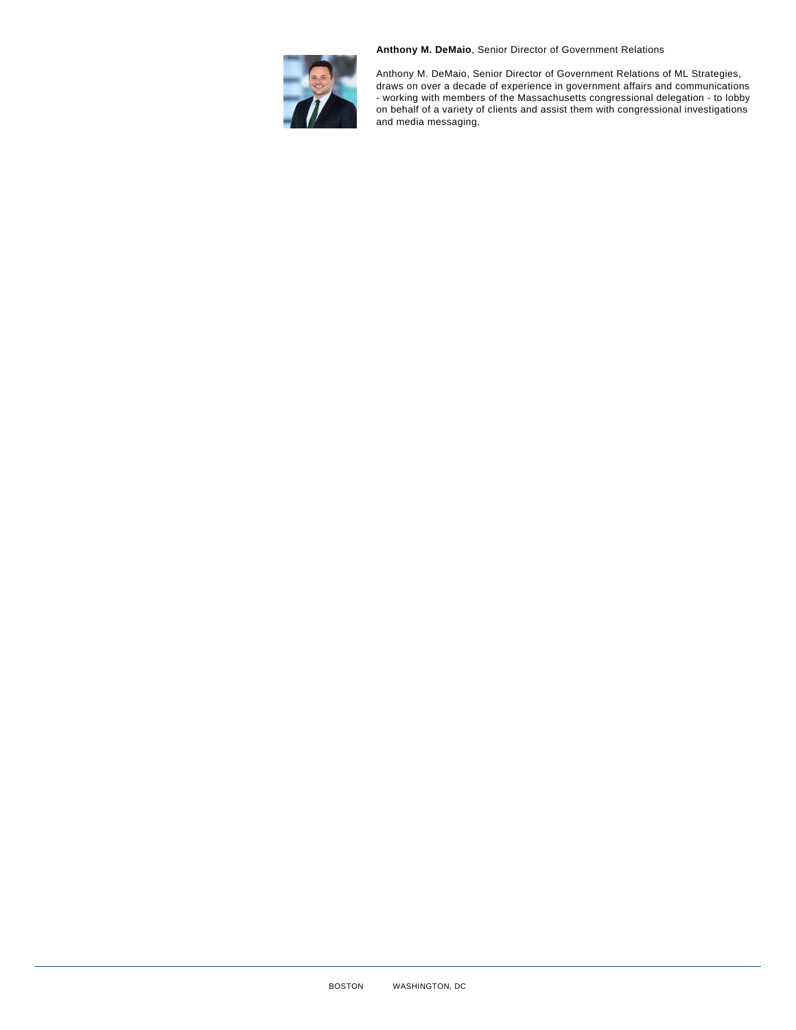**Anthony M. DeMaio**, Senior Director of Government Relations

Anthony M. DeMaio, Senior Director of Government Relations of ML Strategies, draws on over a decade of experience in government affairs and communications - working with members of the Massachusetts congressional delegation - to lobby on behalf of a variety of clients and assist them with congressional investigations and media messaging.